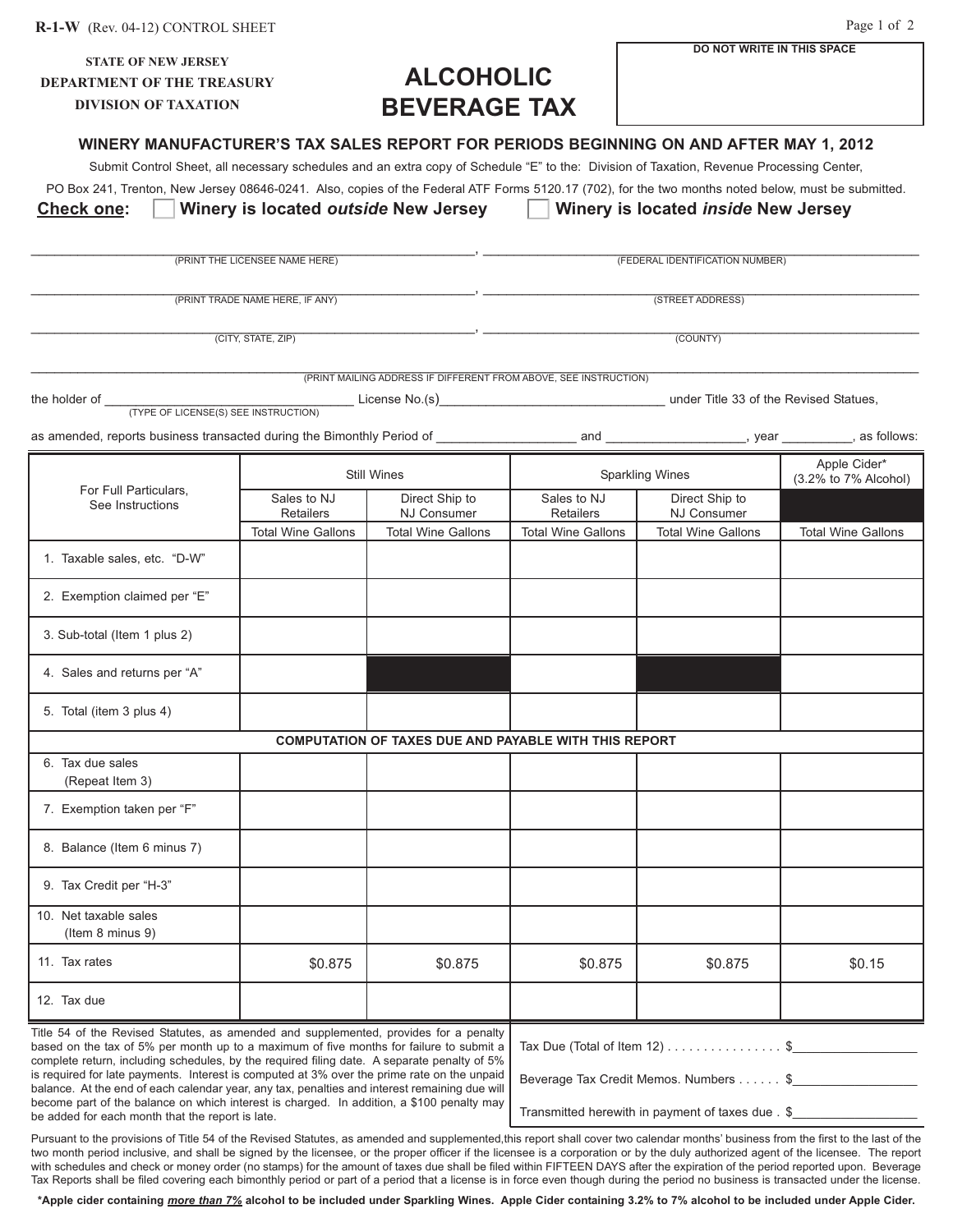R-1-W (Rev. 04-12) CONTROL SHEET

**STATE OF NEW JERSEY**
**DEPARTMENT OF THE TREASURY**
**DIVISION OF TAXATION**

# ALCOHOLIC BEVERAGE TAX

DO NOT WRITE IN THIS SPACE

## WINERY MANUFACTURER'S TAX SALES REPORT FOR PERIODS BEGINNING ON AND AFTER MAY 1, 2012

Submit Control Sheet, all necessary schedules and an extra copy of Schedule "E" to the: Division of Taxation, Revenue Processing Center, PO Box 241, Trenton, New Jersey 08646-0241. Also, copies of the Federal ATF Forms 5120.17 (702), for the two months noted below, must be submitted.

**Check one:** ☐ **Winery is located *outside* New Jersey** ☐ **Winery is located *inside* New Jersey**

______________________________, ______________________________
(PRINT THE LICENSEE NAME HERE) (FEDERAL IDENTIFICATION NUMBER)

______________________________, ______________________________
(PRINT TRADE NAME HERE, IF ANY) (STREET ADDRESS)

______________________________, ______________________________
(CITY, STATE, ZIP) (COUNTY)

______________________________
(PRINT MAILING ADDRESS IF DIFFERENT FROM ABOVE, SEE INSTRUCTION)

the holder of ______________ (TYPE OF LICENSE(S) SEE INSTRUCTION) License No.(s)______________ under Title 33 of the Revised Statues,

as amended, reports business transacted during the Bimonthly Period of ______________ and ______________, year __________, as follows:

| For Full Particulars, See Instructions | Still Wines | | Sparkling Wines | | Apple Cider* (3.2% to 7% Alcohol) |
|---|---|---|---|---|---|
| | Sales to NJ Retailers | Direct Ship to NJ Consumer | Sales to NJ Retailers | Direct Ship to NJ Consumer | |
| | Total Wine Gallons | Total Wine Gallons | Total Wine Gallons | Total Wine Gallons | Total Wine Gallons |
| 1. Taxable sales, etc. "D-W" | | | | | |
| 2. Exemption claimed per "E" | | | | | |
| 3. Sub-total (Item 1 plus 2) | | | | | |
| 4. Sales and returns per "A" | | | | | |
| 5. Total (item 3 plus 4) | | | | | |
| **COMPUTATION OF TAXES DUE AND PAYABLE WITH THIS REPORT** | | | | | |
| 6. Tax due sales (Repeat Item 3) | | | | | |
| 7. Exemption taken per "F" | | | | | |
| 8. Balance (Item 6 minus 7) | | | | | |
| 9. Tax Credit per "H-3" | | | | | |
| 10. Net taxable sales (Item 8 minus 9) | | | | | |
| 11. Tax rates | $0.875 | $0.875 | $0.875 | $0.875 | $0.15 |
| 12. Tax due | | | | | |

Title 54 of the Revised Statutes, as amended and supplemented, provides for a penalty based on the tax of 5% per month up to a maximum of five months for failure to submit a complete return, including schedules, by the required filing date. A separate penalty of 5% is required for late payments. Interest is computed at 3% over the prime rate on the unpaid balance. At the end of each calendar year, any tax, penalties and interest remaining due will become part of the balance on which interest is charged. In addition, a $100 penalty may be added for each month that the report is late.

Tax Due (Total of Item 12) . . . . . . . . . . . . . . . . $__________

Beverage Tax Credit Memos. Numbers . . . . . . $__________

Transmitted herewith in payment of taxes due . $__________

Pursuant to the provisions of Title 54 of the Revised Statutes, as amended and supplemented,this report shall cover two calendar months' business from the first to the last of the two month period inclusive, and shall be signed by the licensee, or the proper officer if the licensee is a corporation or by the duly authorized agent of the licensee. The report with schedules and check or money order (no stamps) for the amount of taxes due shall be filed within FIFTEEN DAYS after the expiration of the period reported upon. Beverage Tax Reports shall be filed covering each bimonthly period or part of a period that a license is in force even though during the period no business is transacted under the license.

**\*Apple cider containing *more than 7%* alcohol to be included under Sparkling Wines. Apple Cider containing 3.2% to 7% alcohol to be included under Apple Cider.**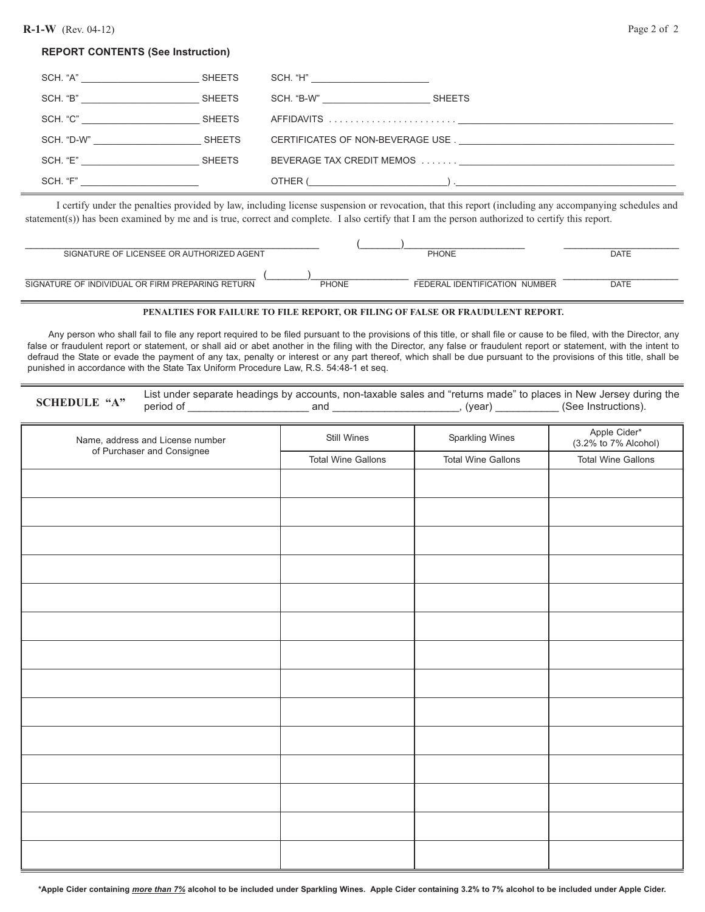R-1-W (Rev. 04-12)

**REPORT CONTENTS (See Instruction)**

SCH. "A" ______________________ SHEETS

SCH. "B" ______________________ SHEETS

SCH. "C" ______________________ SHEETS

SCH. "D-W" ____________________ SHEETS

SCH. "E" ______________________ SHEETS

SCH. "F" ______________________

SCH. "H" ______________________

SCH. "B-W" ____________________ SHEETS

AFFIDAVITS . . . . . . . . . . . . . . . . . . . . . . . . ________________________________________

CERTIFICATES OF NON-BEVERAGE USE . ________________________________________

BEVERAGE TAX CREDIT MEMOS . . . . . . . ________________________________________

OTHER (__________________________) . ________________________________________

I certify under the penalties provided by law, including license suspension or revocation, that this report (including any accompanying schedules and statement(s)) has been examined by me and is true, correct and complete. I also certify that I am the person authorized to certify this report.

______________________________________ (_______)______________________ ____________________

SIGNATURE OF LICENSEE OR AUTHORIZED AGENT — PHONE — DATE

______________________________________ (_______)__________________ __________________________ ____________________

SIGNATURE OF INDIVIDUAL OR FIRM PREPARING RETURN — PHONE — FEDERAL IDENTIFICATION NUMBER — DATE

**PENALTIES FOR FAILURE TO FILE REPORT, OR FILING OF FALSE OR FRAUDULENT REPORT.**

Any person who shall fail to file any report required to be filed pursuant to the provisions of this title, or shall file or cause to be filed, with the Director, any false or fraudulent report or statement, or shall aid or abet another in the filing with the Director, any false or fraudulent report or statement, with the intent to defraud the State or evade the payment of any tax, penalty or interest or any part thereof, which shall be due pursuant to the provisions of this title, shall be punished in accordance with the State Tax Uniform Procedure Law, R.S. 54:48-1 et seq.

**SCHEDULE "A"** List under separate headings by accounts, non-taxable sales and "returns made" to places in New Jersey during the period of ____________________ and _____________________, (year) __________ (See Instructions).

| Name, address and License number of Purchaser and Consignee | Still Wines | Sparkling Wines | Apple Cider* (3.2% to 7% Alcohol) |
|---|---|---|---|
| | Total Wine Gallons | Total Wine Gallons | Total Wine Gallons |
| | | | |
| | | | |
| | | | |
| | | | |
| | | | |
| | | | |
| | | | |
| | | | |
| | | | |
| | | | |
| | | | |
| | | | |
| | | | |
| | | | |

**\*Apple Cider containing *more than 7%* alcohol to be included under Sparkling Wines. Apple Cider containing 3.2% to 7% alcohol to be included under Apple Cider.**